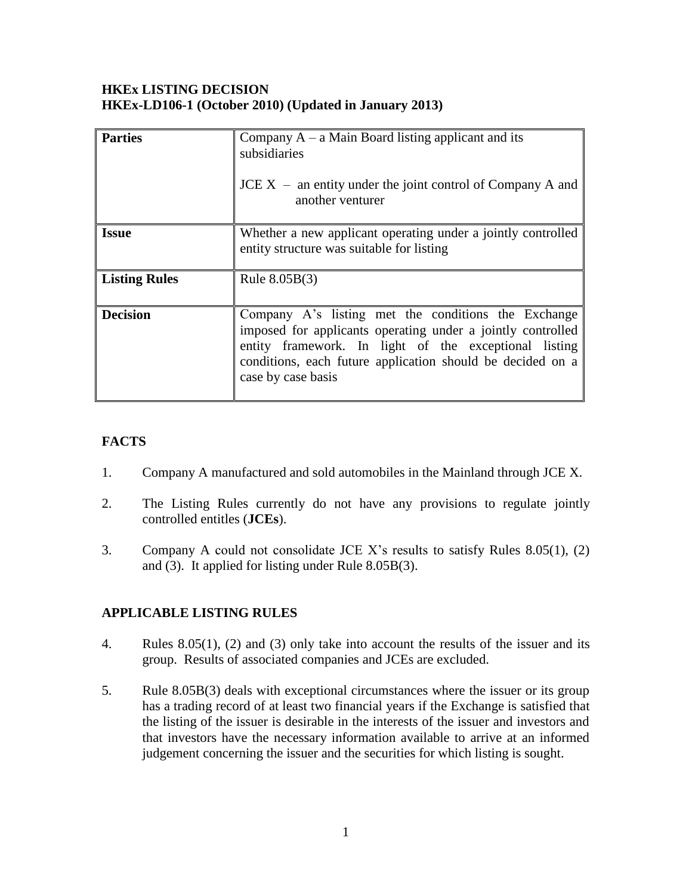**HKEx LISTING DECISION**
**HKEx-LD106-1 (October 2010) (Updated in January 2013)**

| | |
|---|---|
| **Parties** | Company A – a Main Board listing applicant and its subsidiaries<br><br>JCE X – an entity under the joint control of Company A and another venturer |
| **Issue** | Whether a new applicant operating under a jointly controlled entity structure was suitable for listing |
| **Listing Rules** | Rule 8.05B(3) |
| **Decision** | Company A's listing met the conditions the Exchange imposed for applicants operating under a jointly controlled entity framework. In light of the exceptional listing conditions, each future application should be decided on a case by case basis |

## FACTS

1. Company A manufactured and sold automobiles in the Mainland through JCE X.

2. The Listing Rules currently do not have any provisions to regulate jointly controlled entitles (**JCEs**).

3. Company A could not consolidate JCE X's results to satisfy Rules 8.05(1), (2) and (3). It applied for listing under Rule 8.05B(3).

## APPLICABLE LISTING RULES

4. Rules 8.05(1), (2) and (3) only take into account the results of the issuer and its group. Results of associated companies and JCEs are excluded.

5. Rule 8.05B(3) deals with exceptional circumstances where the issuer or its group has a trading record of at least two financial years if the Exchange is satisfied that the listing of the issuer is desirable in the interests of the issuer and investors and that investors have the necessary information available to arrive at an informed judgement concerning the issuer and the securities for which listing is sought.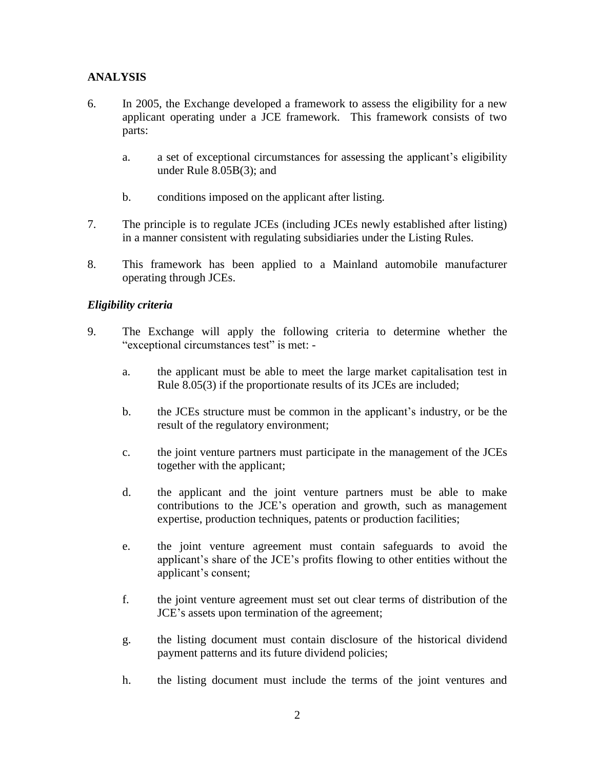## ANALYSIS

6. In 2005, the Exchange developed a framework to assess the eligibility for a new applicant operating under a JCE framework. This framework consists of two parts:

   a. a set of exceptional circumstances for assessing the applicant's eligibility under Rule 8.05B(3); and

   b. conditions imposed on the applicant after listing.

7. The principle is to regulate JCEs (including JCEs newly established after listing) in a manner consistent with regulating subsidiaries under the Listing Rules.

8. This framework has been applied to a Mainland automobile manufacturer operating through JCEs.

### *Eligibility criteria*

9. The Exchange will apply the following criteria to determine whether the "exceptional circumstances test" is met: -

   a. the applicant must be able to meet the large market capitalisation test in Rule 8.05(3) if the proportionate results of its JCEs are included;

   b. the JCEs structure must be common in the applicant's industry, or be the result of the regulatory environment;

   c. the joint venture partners must participate in the management of the JCEs together with the applicant;

   d. the applicant and the joint venture partners must be able to make contributions to the JCE's operation and growth, such as management expertise, production techniques, patents or production facilities;

   e. the joint venture agreement must contain safeguards to avoid the applicant's share of the JCE's profits flowing to other entities without the applicant's consent;

   f. the joint venture agreement must set out clear terms of distribution of the JCE's assets upon termination of the agreement;

   g. the listing document must contain disclosure of the historical dividend payment patterns and its future dividend policies;

   h. the listing document must include the terms of the joint ventures and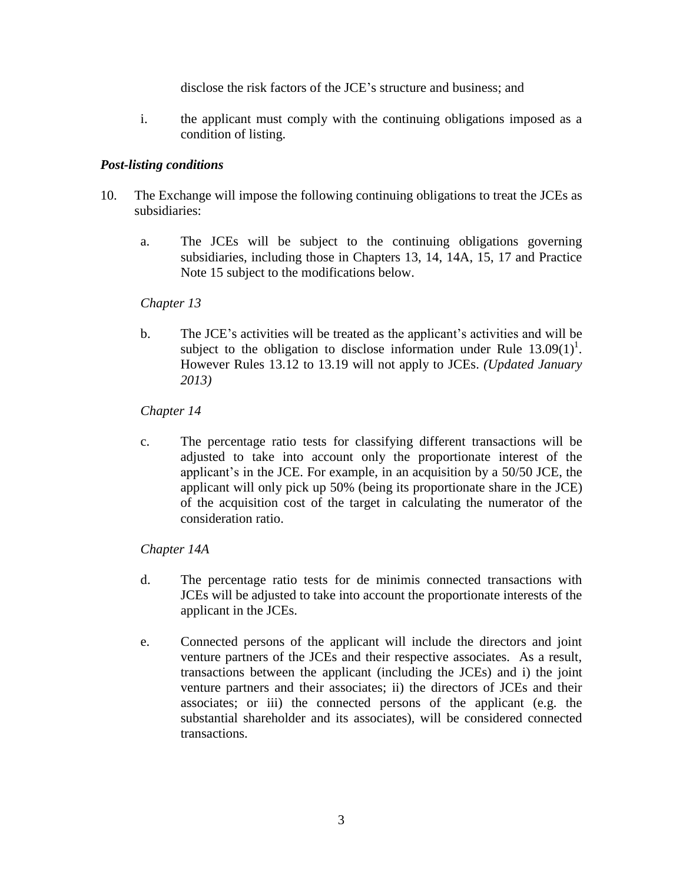disclose the risk factors of the JCE's structure and business; and

i. the applicant must comply with the continuing obligations imposed as a condition of listing.

***Post-listing conditions***

10. The Exchange will impose the following continuing obligations to treat the JCEs as subsidiaries:

    a. The JCEs will be subject to the continuing obligations governing subsidiaries, including those in Chapters 13, 14, 14A, 15, 17 and Practice Note 15 subject to the modifications below.

    *Chapter 13*

    b. The JCE's activities will be treated as the applicant's activities and will be subject to the obligation to disclose information under Rule 13.09(1)[1]. However Rules 13.12 to 13.19 will not apply to JCEs. *(Updated January 2013)*

    *Chapter 14*

    c. The percentage ratio tests for classifying different transactions will be adjusted to take into account only the proportionate interest of the applicant's in the JCE. For example, in an acquisition by a 50/50 JCE, the applicant will only pick up 50% (being its proportionate share in the JCE) of the acquisition cost of the target in calculating the numerator of the consideration ratio.

    *Chapter 14A*

    d. The percentage ratio tests for de minimis connected transactions with JCEs will be adjusted to take into account the proportionate interests of the applicant in the JCEs.

    e. Connected persons of the applicant will include the directors and joint venture partners of the JCEs and their respective associates. As a result, transactions between the applicant (including the JCEs) and i) the joint venture partners and their associates; ii) the directors of JCEs and their associates; or iii) the connected persons of the applicant (e.g. the substantial shareholder and its associates), will be considered connected transactions.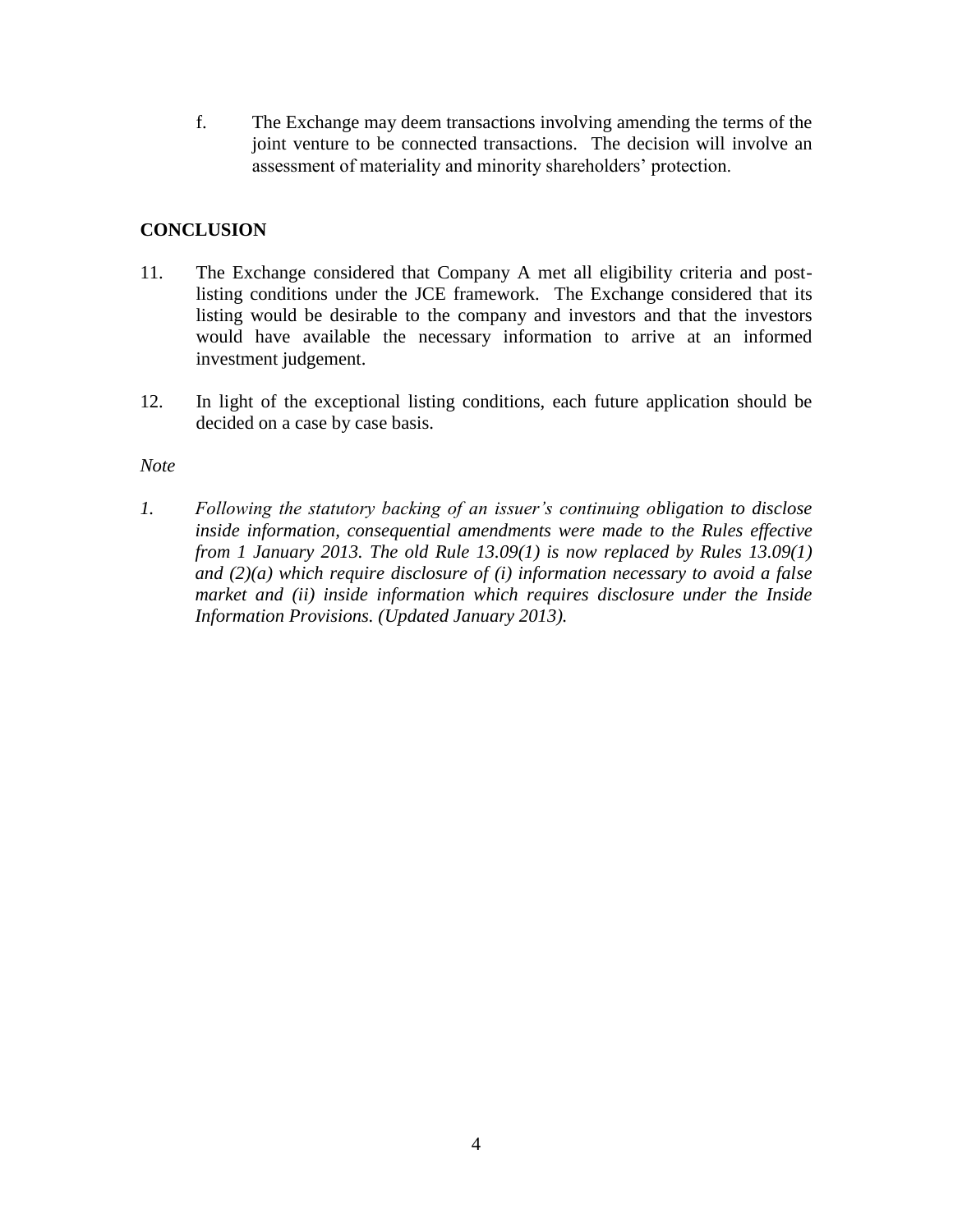f. The Exchange may deem transactions involving amending the terms of the joint venture to be connected transactions. The decision will involve an assessment of materiality and minority shareholders' protection.

**CONCLUSION**

11. The Exchange considered that Company A met all eligibility criteria and post-listing conditions under the JCE framework. The Exchange considered that its listing would be desirable to the company and investors and that the investors would have available the necessary information to arrive at an informed investment judgement.

12. In light of the exceptional listing conditions, each future application should be decided on a case by case basis.

*Note*

*1. Following the statutory backing of an issuer's continuing obligation to disclose inside information, consequential amendments were made to the Rules effective from 1 January 2013. The old Rule 13.09(1) is now replaced by Rules 13.09(1) and (2)(a) which require disclosure of (i) information necessary to avoid a false market and (ii) inside information which requires disclosure under the Inside Information Provisions. (Updated January 2013).*